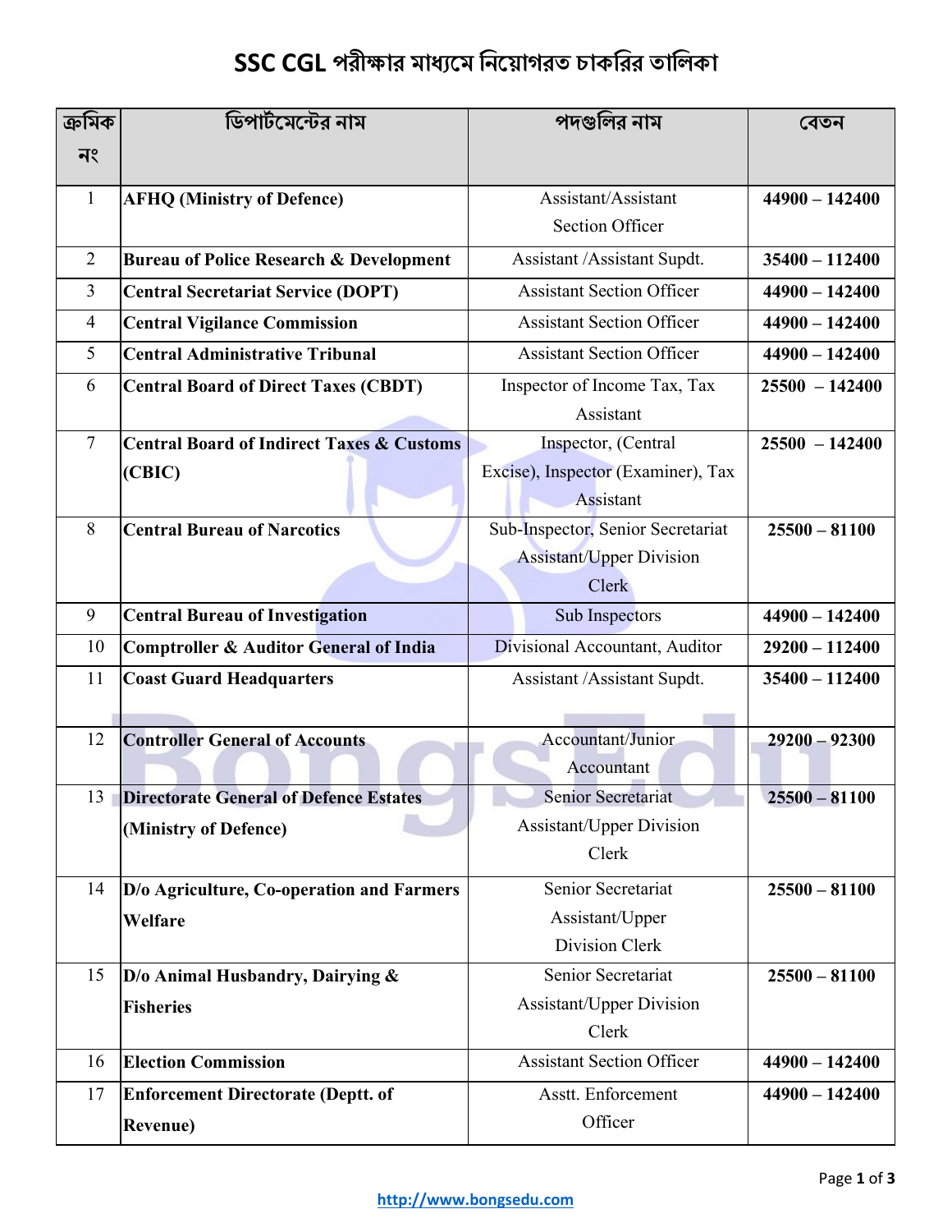# SSC CGL পরীক্ষার মাধ্যমে নিয়োগরত চাকরির তালিকা

| ক্রমিক নং | ডিপার্টমেন্টের নাম | পদগুলির নাম | বেতন |
|---|---|---|---|
| 1 | **AFHQ (Ministry of Defence)** | Assistant/Assistant Section Officer | **44900 – 142400** |
| 2 | **Bureau of Police Research & Development** | Assistant /Assistant Supdt. | **35400 – 112400** |
| 3 | **Central Secretariat Service (DOPT)** | Assistant Section Officer | **44900 – 142400** |
| 4 | **Central Vigilance Commission** | Assistant Section Officer | **44900 – 142400** |
| 5 | **Central Administrative Tribunal** | Assistant Section Officer | **44900 – 142400** |
| 6 | **Central Board of Direct Taxes (CBDT)** | Inspector of Income Tax, Tax Assistant | **25500 – 142400** |
| 7 | **Central Board of Indirect Taxes & Customs (CBIC)** | Inspector, (Central Excise), Inspector (Examiner), Tax Assistant | **25500 – 142400** |
| 8 | **Central Bureau of Narcotics** | Sub-Inspector, Senior Secretariat Assistant/Upper Division Clerk | **25500 – 81100** |
| 9 | **Central Bureau of Investigation** | Sub Inspectors | **44900 – 142400** |
| 10 | **Comptroller & Auditor General of India** | Divisional Accountant, Auditor | **29200 – 112400** |
| 11 | **Coast Guard Headquarters** | Assistant /Assistant Supdt. | **35400 – 112400** |
| 12 | **Controller General of Accounts** | Accountant/Junior Accountant | **29200 – 92300** |
| 13 | **Directorate General of Defence Estates (Ministry of Defence)** | Senior Secretariat Assistant/Upper Division Clerk | **25500 – 81100** |
| 14 | **D/o Agriculture, Co-operation and Farmers Welfare** | Senior Secretariat Assistant/Upper Division Clerk | **25500 – 81100** |
| 15 | **D/o Animal Husbandry, Dairying & Fisheries** | Senior Secretariat Assistant/Upper Division Clerk | **25500 – 81100** |
| 16 | **Election Commission** | Assistant Section Officer | **44900 – 142400** |
| 17 | **Enforcement Directorate (Deptt. of Revenue)** | Asstt. Enforcement Officer | **44900 – 142400** |

http://www.bongsedu.com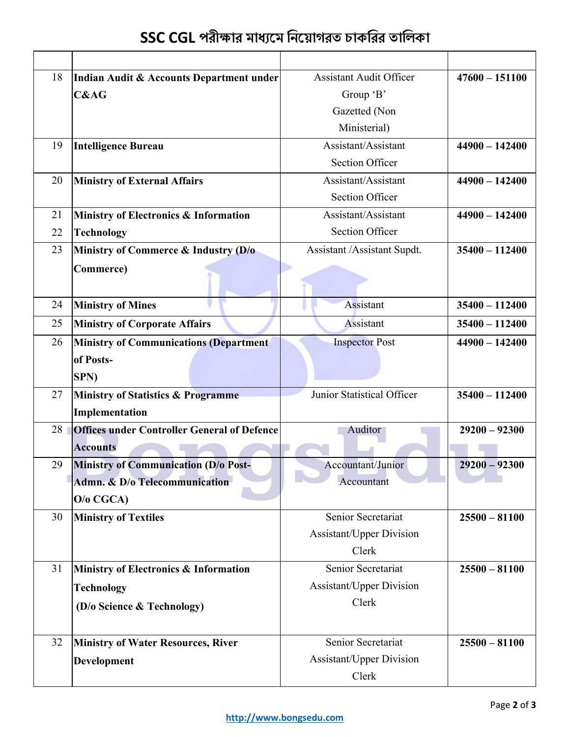# SSC CGL পরীক্ষার মাধ্যমে নিয়োগরত চাকরির তালিকা

| | | | |
|---|---|---|---|
| 18 | **Indian Audit & Accounts Department under C&AG** | Assistant Audit Officer Group 'B' Gazetted (Non Ministerial) | **47600 – 151100** |
| 19 | **Intelligence Bureau** | Assistant/Assistant Section Officer | **44900 – 142400** |
| 20 | **Ministry of External Affairs** | Assistant/Assistant Section Officer | **44900 – 142400** |
| 21 22 | **Ministry of Electronics & Information Technology** | Assistant/Assistant Section Officer | **44900 – 142400** |
| 23 | **Ministry of Commerce & Industry (D/o Commerce)** | Assistant /Assistant Supdt. | **35400 – 112400** |
| 24 | **Ministry of Mines** | Assistant | **35400 – 112400** |
| 25 | **Ministry of Corporate Affairs** | Assistant | **35400 – 112400** |
| 26 | **Ministry of Communications (Department of Posts- SPN)** | Inspector Post | **44900 – 142400** |
| 27 | **Ministry of Statistics & Programme Implementation** | Junior Statistical Officer | **35400 – 112400** |
| 28 | **Offices under Controller General of Defence Accounts** | Auditor | **29200 – 92300** |
| 29 | **Ministry of Communication (D/o Post- Admn. & D/o Telecommunication O/o CGCA)** | Accountant/Junior Accountant | **29200 – 92300** |
| 30 | **Ministry of Textiles** | Senior Secretariat Assistant/Upper Division Clerk | **25500 – 81100** |
| 31 | **Ministry of Electronics & Information Technology (D/o Science & Technology)** | Senior Secretariat Assistant/Upper Division Clerk | **25500 – 81100** |
| 32 | **Ministry of Water Resources, River Development** | Senior Secretariat Assistant/Upper Division Clerk | **25500 – 81100** |

http://www.bongsedu.com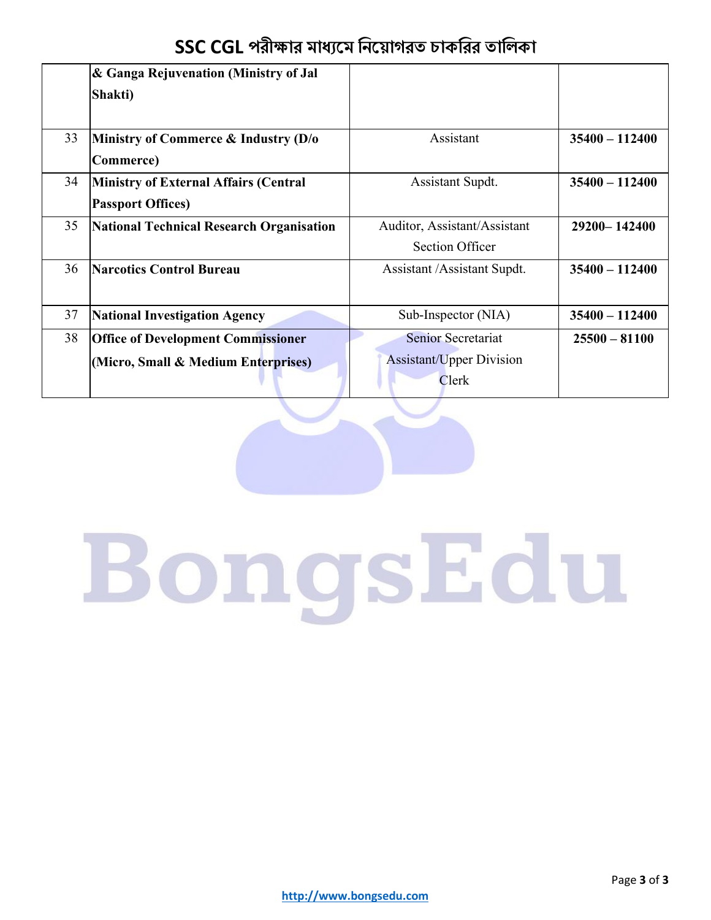| | | | |
|---|---|---|---|
| | **& Ganga Rejuvenation (Ministry of Jal Shakti)** | | |
| 33 | **Ministry of Commerce & Industry (D/o Commerce)** | Assistant | **35400 – 112400** |
| 34 | **Ministry of External Affairs (Central Passport Offices)** | Assistant Supdt. | **35400 – 112400** |
| 35 | **National Technical Research Organisation** | Auditor, Assistant/Assistant Section Officer | **29200– 142400** |
| 36 | **Narcotics Control Bureau** | Assistant /Assistant Supdt. | **35400 – 112400** |
| 37 | **National Investigation Agency** | Sub-Inspector (NIA) | **35400 – 112400** |
| 38 | **Office of Development Commissioner (Micro, Small & Medium Enterprises)** | Senior Secretariat Assistant/Upper Division Clerk | **25500 – 81100** |